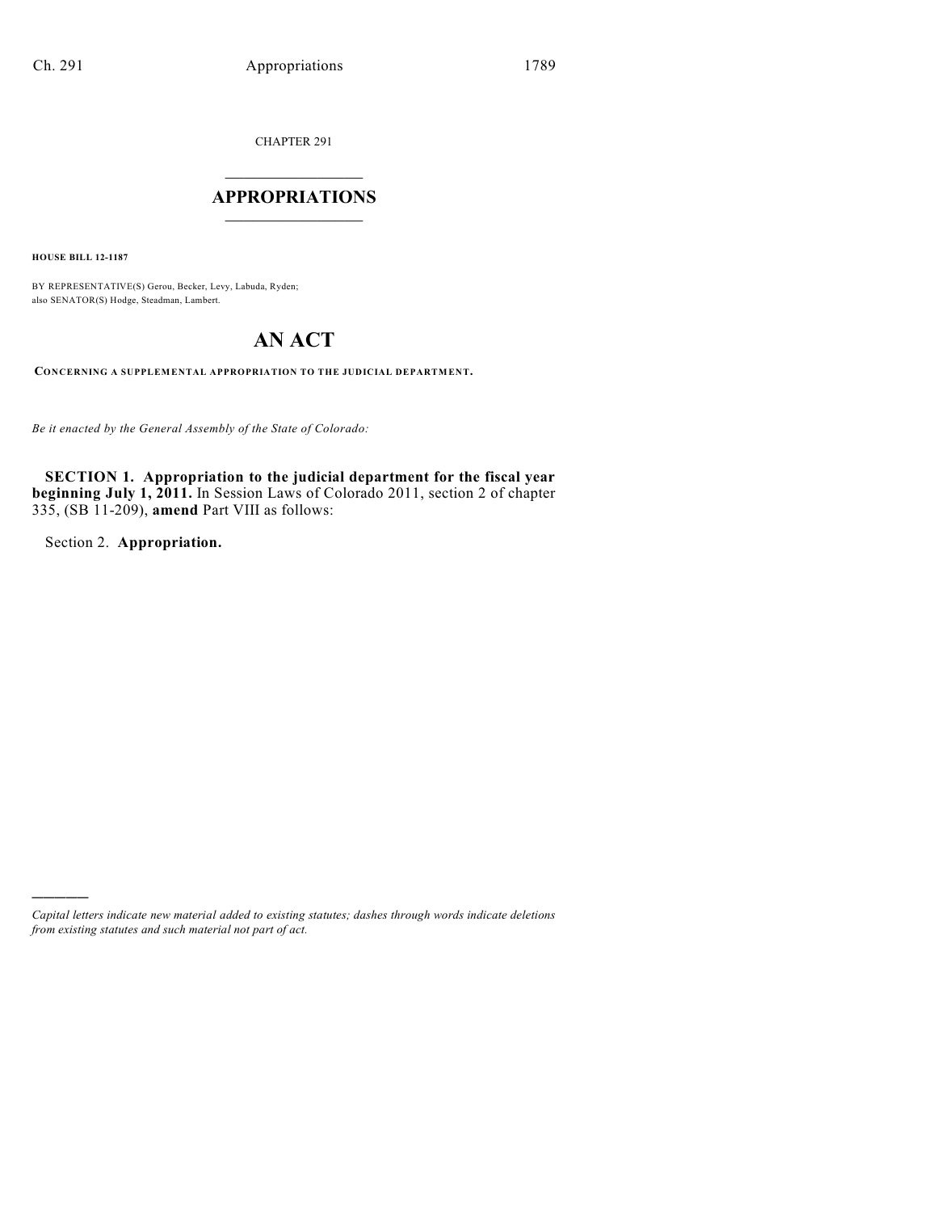CHAPTER 291

# APPROPRIATIONS

**HOUSE BILL 12-1187**

BY REPRESENTATIVE(S) Gerou, Becker, Levy, Labuda, Ryden;
also SENATOR(S) Hodge, Steadman, Lambert.

# AN ACT

**CONCERNING A SUPPLEMENTAL APPROPRIATION TO THE JUDICIAL DEPARTMENT.**

*Be it enacted by the General Assembly of the State of Colorado:*

**SECTION 1. Appropriation to the judicial department for the fiscal year beginning July 1, 2011.** In Session Laws of Colorado 2011, section 2 of chapter 335, (SB 11-209), **amend** Part VIII as follows:

Section 2. **Appropriation.**

*Capital letters indicate new material added to existing statutes; dashes through words indicate deletions from existing statutes and such material not part of act.*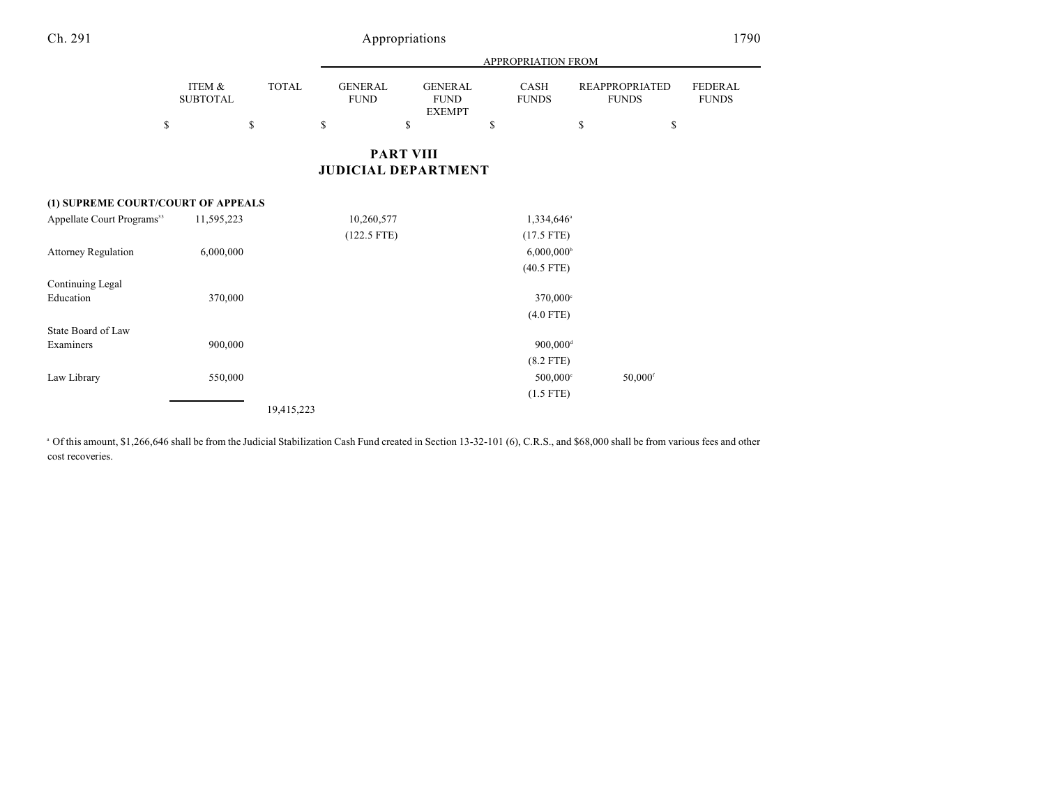# PART VIII
# JUDICIAL DEPARTMENT

| | ITEM & SUBTOTAL | TOTAL | GENERAL FUND | GENERAL FUND EXEMPT | CASH FUNDS | REAPPROPRIATED FUNDS | FEDERAL FUNDS |
|---|---|---|---|---|---|---|---|
| | | | APPROPRIATION FROM | | | | |
| | $ | $ | $ | $ | $ | $ | $ |
| **(1) SUPREME COURT/COURT OF APPEALS** | | | | | | | |
| Appellate Court Programs[33] | 11,595,223 | | 10,260,577 | | 1,334,646[a] | | |
| | | | (122.5 FTE) | | (17.5 FTE) | | |
| Attorney Regulation | 6,000,000 | | | | 6,000,000[b] | | |
| | | | | | (40.5 FTE) | | |
| Continuing Legal Education | 370,000 | | | | 370,000[c] | | |
| | | | | | (4.0 FTE) | | |
| State Board of Law Examiners | 900,000 | | | | 900,000[d] | | |
| | | | | | (8.2 FTE) | | |
| Law Library | 550,000 | | | | 500,000[e] | 50,000[f] | |
| | | | | | (1.5 FTE) | | |
| | | 19,415,223 | | | | | |

[a] Of this amount, $1,266,646 shall be from the Judicial Stabilization Cash Fund created in Section 13-32-101 (6), C.R.S., and $68,000 shall be from various fees and other cost recoveries.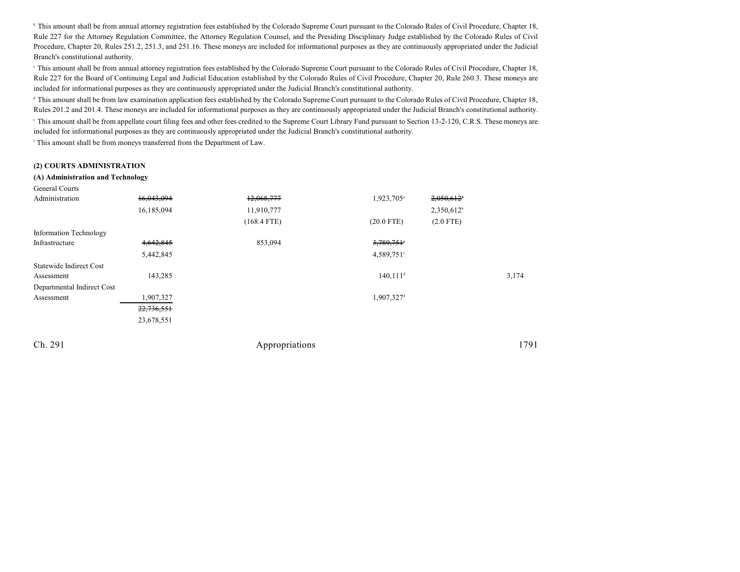[b] This amount shall be from annual attorney registration fees established by the Colorado Supreme Court pursuant to the Colorado Rules of Civil Procedure, Chapter 18, Rule 227 for the Attorney Regulation Committee, the Attorney Regulation Counsel, and the Presiding Disciplinary Judge established by the Colorado Rules of Civil Procedure, Chapter 20, Rules 251.2, 251.3, and 251.16. These moneys are included for informational purposes as they are continuously appropriated under the Judicial Branch's constitutional authority.

[c] This amount shall be from annual attorney registration fees established by the Colorado Supreme Court pursuant to the Colorado Rules of Civil Procedure, Chapter 18, Rule 227 for the Board of Continuing Legal and Judicial Education established by the Colorado Rules of Civil Procedure, Chapter 20, Rule 260.3. These moneys are included for informational purposes as they are continuously appropriated under the Judicial Branch's constitutional authority.

[d] This amount shall be from law examination application fees established by the Colorado Supreme Court pursuant to the Colorado Rules of Civil Procedure, Chapter 18, Rules 201.2 and 201.4. These moneys are included for informational purposes as they are continuously appropriated under the Judicial Branch's constitutional authority.

[e] This amount shall be from appellate court filing fees and other fees credited to the Supreme Court Library Fund pursuant to Section 13-2-120, C.R.S. These moneys are included for informational purposes as they are continuously appropriated under the Judicial Branch's constitutional authority.

[f] This amount shall be from moneys transferred from the Department of Law.

**(2) COURTS ADMINISTRATION**

**(A) Administration and Technology**

| | | | | | |
|---|---|---|---|---|---|
| General Courts Administration | ~~16,043,094~~ | ~~12,068,777~~ | 1,923,705[a] | ~~2,050,612[b]~~ | |
| | 16,185,094 | 11,910,777 | | 2,350,612[b] | |
| | | (168.4 FTE) | (20.0 FTE) | (2.0 FTE) | |
| Information Technology Infrastructure | ~~4,642,845~~ | 853,094 | ~~3,789,751[c]~~ | | |
| | 5,442,845 | | 4,589,751[c] | | |
| Statewide Indirect Cost Assessment | 143,285 | | 140,111[d] | | 3,174 |
| Departmental Indirect Cost Assessment | 1,907,327 | | 1,907,327[d] | | |
| | ~~22,736,551~~ | | | | |
| | 23,678,551 | | | | |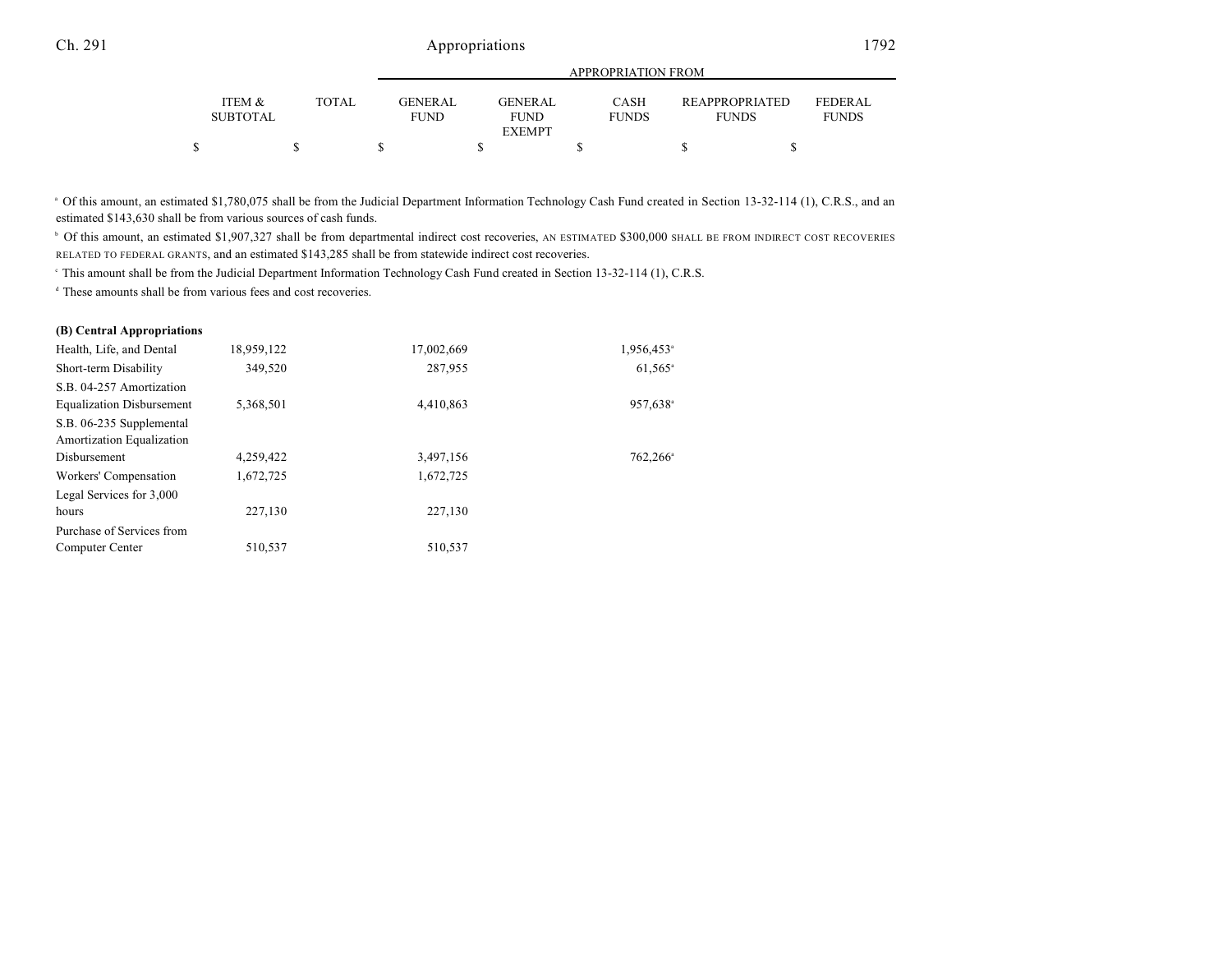| ITEM & SUBTOTAL | TOTAL | GENERAL FUND | GENERAL FUND EXEMPT | CASH FUNDS | REAPPROPRIATED FUNDS | FEDERAL FUNDS |
|---|---|---|---|---|---|---|
| $ | $ | $ | $ | $ | $ | $ |

[a] Of this amount, an estimated $1,780,075 shall be from the Judicial Department Information Technology Cash Fund created in Section 13-32-114 (1), C.R.S., and an estimated $143,630 shall be from various sources of cash funds.

[b] Of this amount, an estimated $1,907,327 shall be from departmental indirect cost recoveries, AN ESTIMATED $300,000 SHALL BE FROM INDIRECT COST RECOVERIES RELATED TO FEDERAL GRANTS, and an estimated $143,285 shall be from statewide indirect cost recoveries.

[c] This amount shall be from the Judicial Department Information Technology Cash Fund created in Section 13-32-114 (1), C.R.S.

[d] These amounts shall be from various fees and cost recoveries.

**(B) Central Appropriations**

| | ITEM & SUBTOTAL | TOTAL | GENERAL FUND | GENERAL FUND EXEMPT | CASH FUNDS | REAPPROPRIATED FUNDS | FEDERAL FUNDS |
|---|---|---|---|---|---|---|---|
| Health, Life, and Dental | 18,959,122 | | 17,002,669 | | 1,956,453[a] | | |
| Short-term Disability | 349,520 | | 287,955 | | 61,565[a] | | |
| S.B. 04-257 Amortization Equalization Disbursement | 5,368,501 | | 4,410,863 | | 957,638[a] | | |
| S.B. 06-235 Supplemental Amortization Equalization Disbursement | 4,259,422 | | 3,497,156 | | 762,266[a] | | |
| Workers' Compensation | 1,672,725 | | 1,672,725 | | | | |
| Legal Services for 3,000 hours | 227,130 | | 227,130 | | | | |
| Purchase of Services from Computer Center | 510,537 | | 510,537 | | | | |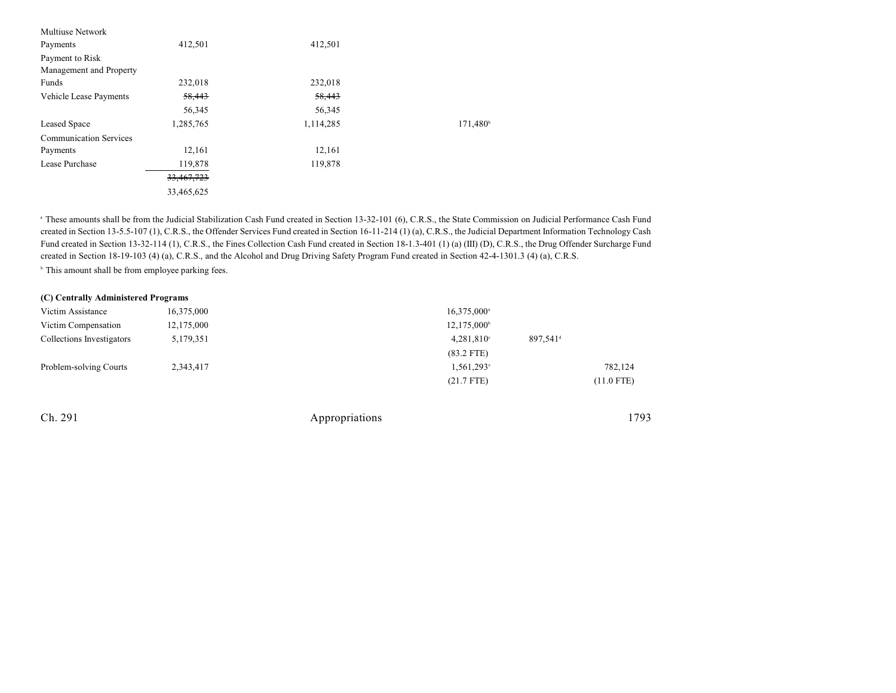| | | | | | |
|---|---|---|---|---|---|
| Multiuse Network Payments | 412,501 | 412,501 | | | |
| Payment to Risk Management and Property Funds | 232,018 | 232,018 | | | |
| Vehicle Lease Payments | ~~58,443~~ | ~~58,443~~ | | | |
| | 56,345 | 56,345 | | | |
| Leased Space | 1,285,765 | 1,114,285 | 171,480[b] | | |
| Communication Services Payments | 12,161 | 12,161 | | | |
| Lease Purchase | 119,878 | 119,878 | | | |
| | ~~33,467,723~~ | | | | |
| | 33,465,625 | | | | |

[a] These amounts shall be from the Judicial Stabilization Cash Fund created in Section 13-32-101 (6), C.R.S., the State Commission on Judicial Performance Cash Fund created in Section 13-5.5-107 (1), C.R.S., the Offender Services Fund created in Section 16-11-214 (1) (a), C.R.S., the Judicial Department Information Technology Cash Fund created in Section 13-32-114 (1), C.R.S., the Fines Collection Cash Fund created in Section 18-1.3-401 (1) (a) (III) (D), C.R.S., the Drug Offender Surcharge Fund created in Section 18-19-103 (4) (a), C.R.S., and the Alcohol and Drug Driving Safety Program Fund created in Section 42-4-1301.3 (4) (a), C.R.S.

[b] This amount shall be from employee parking fees.

**(C) Centrally Administered Programs**

| | | | | | |
|---|---|---|---|---|---|
| Victim Assistance | 16,375,000 | | 16,375,000[a] | | |
| Victim Compensation | 12,175,000 | | 12,175,000[b] | | |
| Collections Investigators | 5,179,351 | | 4,281,810[c] | 897,541[d] | |
| | | | (83.2 FTE) | | |
| Problem-solving Courts | 2,343,417 | | 1,561,293[e] | | 782,124 |
| | | | (21.7 FTE) | | (11.0 FTE) |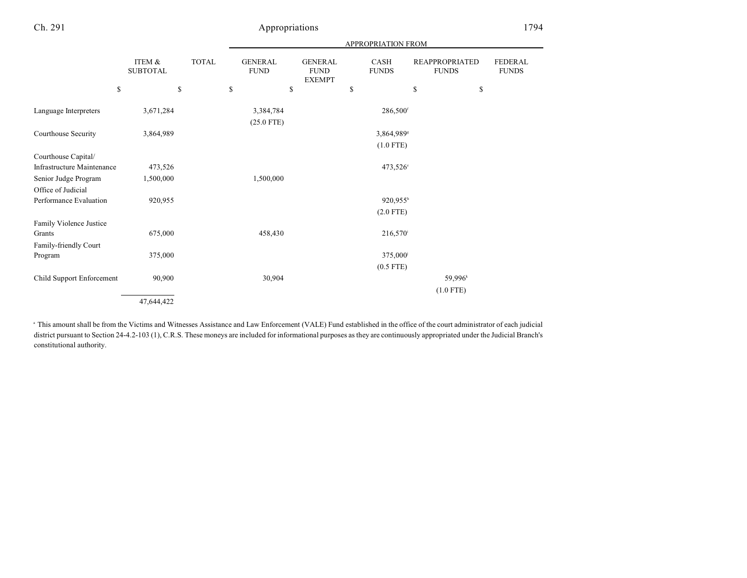| | ITEM & SUBTOTAL | TOTAL | APPROPRIATION FROM GENERAL FUND | GENERAL FUND EXEMPT | CASH FUNDS | REAPPROPRIATED FUNDS | FEDERAL FUNDS |
|---|---|---|---|---|---|---|---|
| | $ | $ | $ | $ | $ | $ | $ |
| Language Interpreters | 3,671,284 | | 3,384,784 (25.0 FTE) | | 286,500[f] | | |
| Courthouse Security | 3,864,989 | | | | 3,864,989[g] (1.0 FTE) | | |
| Courthouse Capital/ Infrastructure Maintenance | 473,526 | | | | 473,526[c] | | |
| Senior Judge Program | 1,500,000 | | 1,500,000 | | | | |
| Office of Judicial Performance Evaluation | 920,955 | | | | 920,955[h] (2.0 FTE) | | |
| Family Violence Justice Grants | 675,000 | | 458,430 | | 216,570[i] | | |
| Family-friendly Court Program | 375,000 | | | | 375,000[j] (0.5 FTE) | | |
| Child Support Enforcement | 90,900 | | 30,904 | | | 59,996[k] (1.0 FTE) | |
| | 47,644,422 | | | | | | |

[a] This amount shall be from the Victims and Witnesses Assistance and Law Enforcement (VALE) Fund established in the office of the court administrator of each judicial district pursuant to Section 24-4.2-103 (1), C.R.S. These moneys are included for informational purposes as they are continuously appropriated under the Judicial Branch's constitutional authority.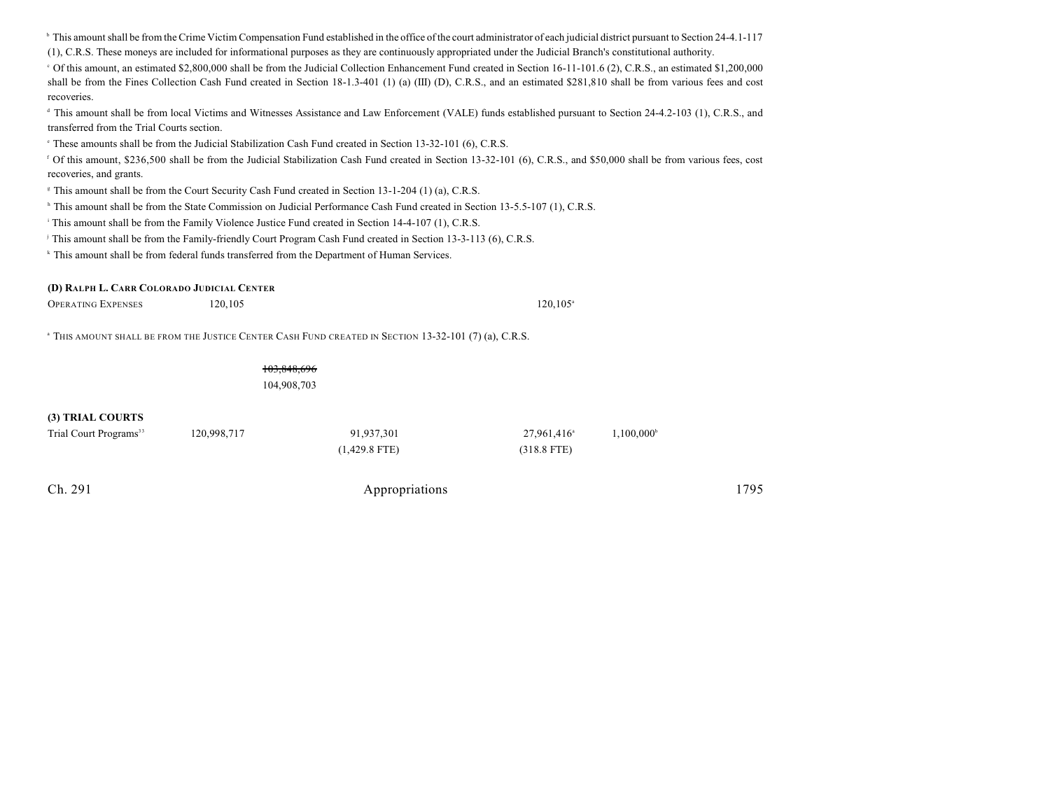[b] This amount shall be from the Crime Victim Compensation Fund established in the office of the court administrator of each judicial district pursuant to Section 24-4.1-117 (1), C.R.S. These moneys are included for informational purposes as they are continuously appropriated under the Judicial Branch's constitutional authority.

[c] Of this amount, an estimated $2,800,000 shall be from the Judicial Collection Enhancement Fund created in Section 16-11-101.6 (2), C.R.S., an estimated $1,200,000 shall be from the Fines Collection Cash Fund created in Section 18-1.3-401 (1) (a) (III) (D), C.R.S., and an estimated $281,810 shall be from various fees and cost recoveries.

[d] This amount shall be from local Victims and Witnesses Assistance and Law Enforcement (VALE) funds established pursuant to Section 24-4.2-103 (1), C.R.S., and transferred from the Trial Courts section.

[e] These amounts shall be from the Judicial Stabilization Cash Fund created in Section 13-32-101 (6), C.R.S.

[f] Of this amount, $236,500 shall be from the Judicial Stabilization Cash Fund created in Section 13-32-101 (6), C.R.S., and $50,000 shall be from various fees, cost recoveries, and grants.

[g] This amount shall be from the Court Security Cash Fund created in Section 13-1-204 (1) (a), C.R.S.

[h] This amount shall be from the State Commission on Judicial Performance Cash Fund created in Section 13-5.5-107 (1), C.R.S.

[i] This amount shall be from the Family Violence Justice Fund created in Section 14-4-107 (1), C.R.S.

[j] This amount shall be from the Family-friendly Court Program Cash Fund created in Section 13-3-113 (6), C.R.S.

[k] This amount shall be from federal funds transferred from the Department of Human Services.

**(D) RALPH L. CARR COLORADO JUDICIAL CENTER**

| | | | | | |
|---|---|---|---|---|---|
| OPERATING EXPENSES | 120,105 | | | 120,105[a] | |

[a] THIS AMOUNT SHALL BE FROM THE JUSTICE CENTER CASH FUND CREATED IN SECTION 13-32-101 (7) (a), C.R.S.

| | | | | | |
|---|---|---|---|---|---|
| | | ~~103,848,696~~ | | | |
| | | 104,908,703 | | | |

**(3) TRIAL COURTS**

| | | | | | |
|---|---|---|---|---|---|
| Trial Court Programs[33] | 120,998,717 | | 91,937,301 | 27,961,416[a] | 1,100,000[b] |
| | | | (1,429.8 FTE) | (318.8 FTE) | |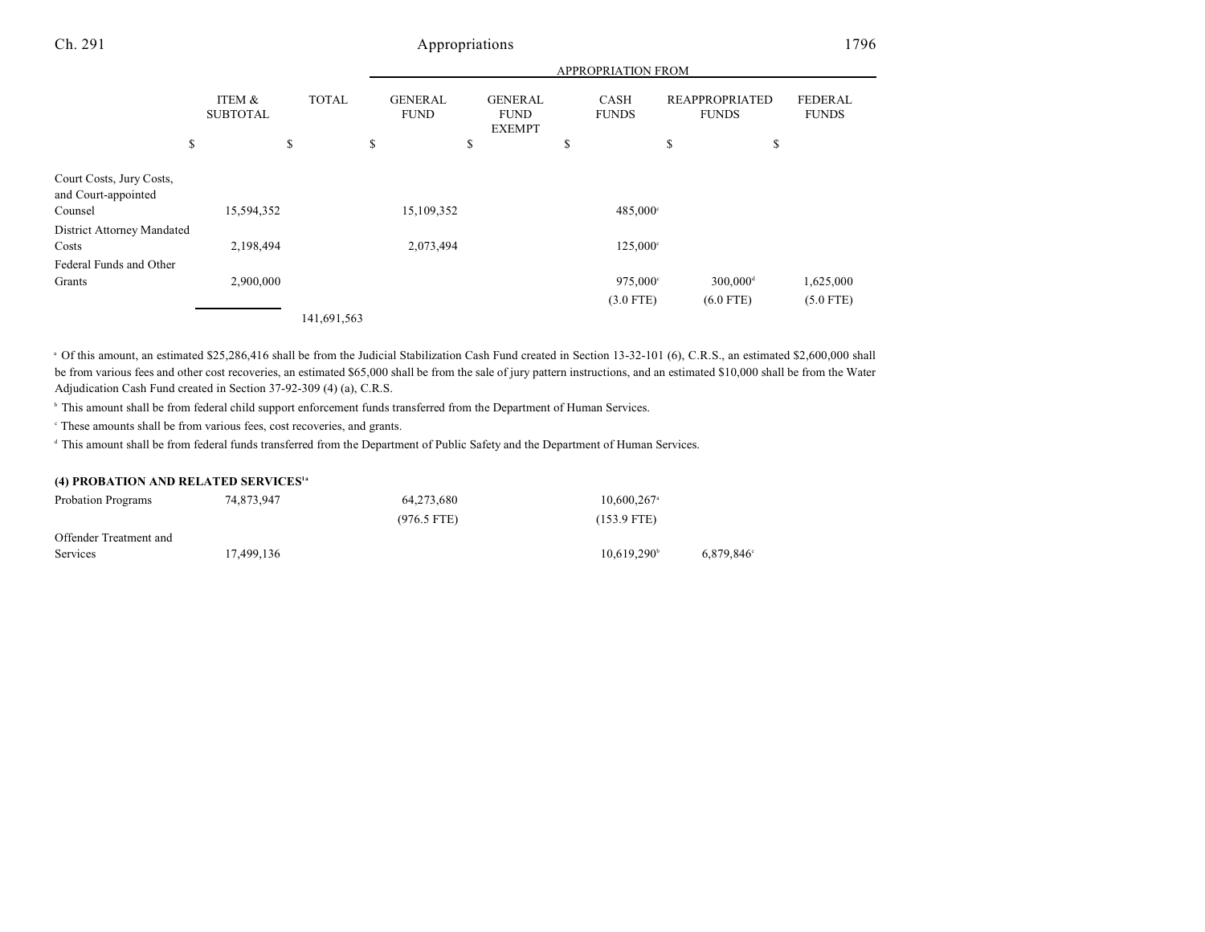| | ITEM & SUBTOTAL | TOTAL | APPROPRIATION FROM GENERAL FUND | GENERAL FUND EXEMPT | CASH FUNDS | REAPPROPRIATED FUNDS | FEDERAL FUNDS |
|---|---|---|---|---|---|---|---|
| | $ | $ | $ | $ | $ | $ | $ |
| Court Costs, Jury Costs, and Court-appointed Counsel | 15,594,352 | | 15,109,352 | | 485,000[c] | | |
| District Attorney Mandated Costs | 2,198,494 | | 2,073,494 | | 125,000[c] | | |
| Federal Funds and Other Grants | 2,900,000 | | | | 975,000[c] | 300,000[d] | 1,625,000 |
| | | | | | (3.0 FTE) | (6.0 FTE) | (5.0 FTE) |
| | | 141,691,563 | | | | | |

[a] Of this amount, an estimated $25,286,416 shall be from the Judicial Stabilization Cash Fund created in Section 13-32-101 (6), C.R.S., an estimated $2,600,000 shall be from various fees and other cost recoveries, an estimated $65,000 shall be from the sale of jury pattern instructions, and an estimated $10,000 shall be from the Water Adjudication Cash Fund created in Section 37-92-309 (4) (a), C.R.S.

[b] This amount shall be from federal child support enforcement funds transferred from the Department of Human Services.

[c] These amounts shall be from various fees, cost recoveries, and grants.

[d] This amount shall be from federal funds transferred from the Department of Public Safety and the Department of Human Services.

**(4) PROBATION AND RELATED SERVICES[1a]**

| | ITEM & SUBTOTAL | TOTAL | GENERAL FUND | GENERAL FUND EXEMPT | CASH FUNDS | REAPPROPRIATED FUNDS | FEDERAL FUNDS |
|---|---|---|---|---|---|---|---|
| Probation Programs | 74,873,947 | | 64,273,680 | | 10,600,267[a] | | |
| | | | (976.5 FTE) | | (153.9 FTE) | | |
| Offender Treatment and Services | 17,499,136 | | | | 10,619,290[b] | 6,879,846[c] | |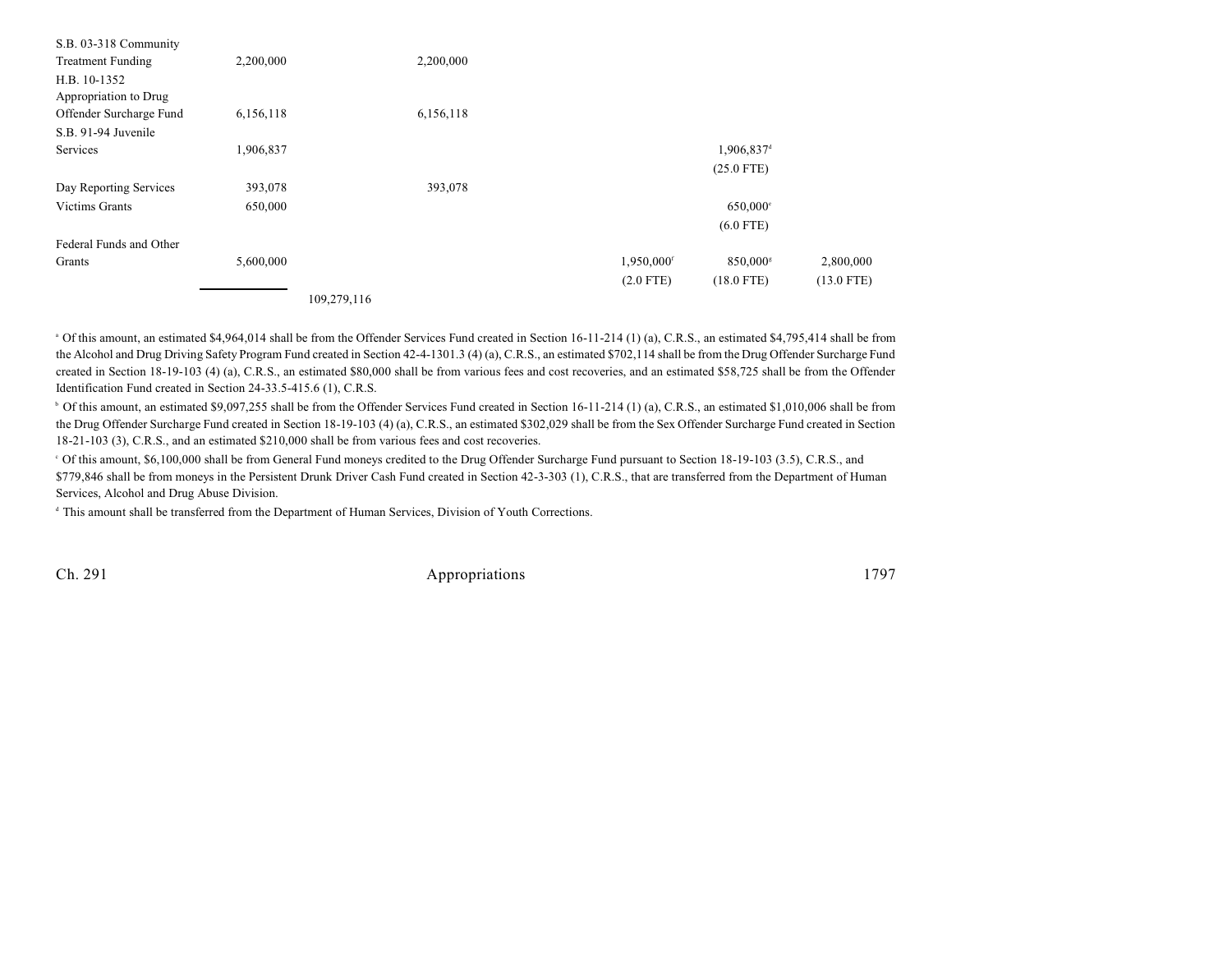| | | | | | | |
|---|---|---|---|---|---|---|
| S.B. 03-318 Community Treatment Funding | 2,200,000 | | 2,200,000 | | | |
| H.B. 10-1352 Appropriation to Drug Offender Surcharge Fund | 6,156,118 | | 6,156,118 | | | |
| S.B. 91-94 Juvenile Services | 1,906,837 | | | | 1,906,837[d] (25.0 FTE) | |
| Day Reporting Services | 393,078 | | 393,078 | | | |
| Victims Grants | 650,000 | | | | 650,000[e] (6.0 FTE) | |
| Federal Funds and Other Grants | 5,600,000 | | | 1,950,000[f] (2.0 FTE) | 850,000[g] (18.0 FTE) | 2,800,000 (13.0 FTE) |
| | | 109,279,116 | | | | |

[a] Of this amount, an estimated $4,964,014 shall be from the Offender Services Fund created in Section 16-11-214 (1) (a), C.R.S., an estimated $4,795,414 shall be from the Alcohol and Drug Driving Safety Program Fund created in Section 42-4-1301.3 (4) (a), C.R.S., an estimated $702,114 shall be from the Drug Offender Surcharge Fund created in Section 18-19-103 (4) (a), C.R.S., an estimated $80,000 shall be from various fees and cost recoveries, and an estimated $58,725 shall be from the Offender Identification Fund created in Section 24-33.5-415.6 (1), C.R.S.

[b] Of this amount, an estimated $9,097,255 shall be from the Offender Services Fund created in Section 16-11-214 (1) (a), C.R.S., an estimated $1,010,006 shall be from the Drug Offender Surcharge Fund created in Section 18-19-103 (4) (a), C.R.S., an estimated $302,029 shall be from the Sex Offender Surcharge Fund created in Section 18-21-103 (3), C.R.S., and an estimated $210,000 shall be from various fees and cost recoveries.

[c] Of this amount, $6,100,000 shall be from General Fund moneys credited to the Drug Offender Surcharge Fund pursuant to Section 18-19-103 (3.5), C.R.S., and $779,846 shall be from moneys in the Persistent Drunk Driver Cash Fund created in Section 42-3-303 (1), C.R.S., that are transferred from the Department of Human Services, Alcohol and Drug Abuse Division.

[d] This amount shall be transferred from the Department of Human Services, Division of Youth Corrections.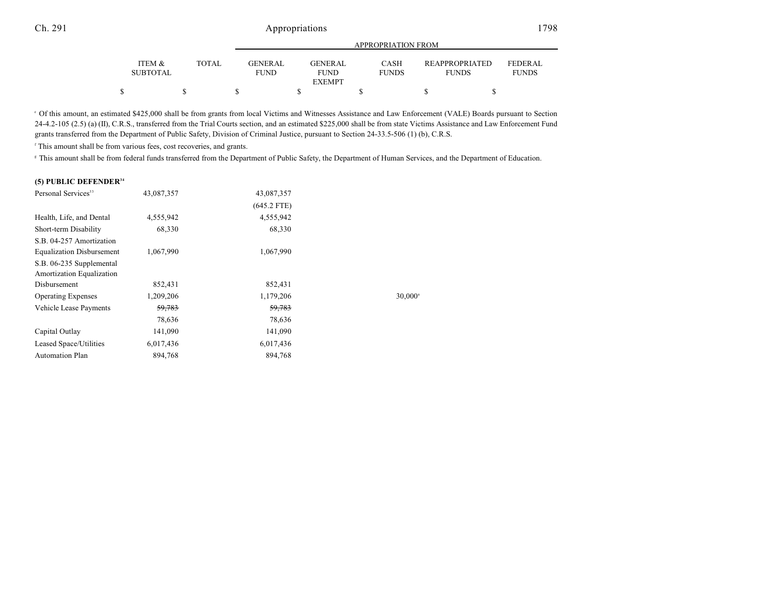| | ITEM & SUBTOTAL | TOTAL | APPROPRIATION FROM GENERAL FUND | GENERAL FUND EXEMPT | CASH FUNDS | REAPPROPRIATED FUNDS | FEDERAL FUNDS |
|---|---|---|---|---|---|---|---|
| | $ | $ | $ | $ | $ | $ | $ |

[e] Of this amount, an estimated $425,000 shall be from grants from local Victims and Witnesses Assistance and Law Enforcement (VALE) Boards pursuant to Section 24-4.2-105 (2.5) (a) (II), C.R.S., transferred from the Trial Courts section, and an estimated $225,000 shall be from state Victims Assistance and Law Enforcement Fund grants transferred from the Department of Public Safety, Division of Criminal Justice, pursuant to Section 24-33.5-506 (1) (b), C.R.S.

[f] This amount shall be from various fees, cost recoveries, and grants.

[g] This amount shall be from federal funds transferred from the Department of Public Safety, the Department of Human Services, and the Department of Education.

**(5) PUBLIC DEFENDER[34]**

| | ITEM & SUBTOTAL | TOTAL | GENERAL FUND | GENERAL FUND EXEMPT | CASH FUNDS | REAPPROPRIATED FUNDS | FEDERAL FUNDS |
|---|---|---|---|---|---|---|---|
| Personal Services[33] | 43,087,357 | | 43,087,357 | | | | |
| | | | (645.2 FTE) | | | | |
| Health, Life, and Dental | 4,555,942 | | 4,555,942 | | | | |
| Short-term Disability | 68,330 | | 68,330 | | | | |
| S.B. 04-257 Amortization Equalization Disbursement | 1,067,990 | | 1,067,990 | | | | |
| S.B. 06-235 Supplemental Amortization Equalization Disbursement | 852,431 | | 852,431 | | | | |
| Operating Expenses | 1,209,206 | | 1,179,206 | | 30,000[a] | | |
| Vehicle Lease Payments | ~~59,783~~ | | ~~59,783~~ | | | | |
| | 78,636 | | 78,636 | | | | |
| Capital Outlay | 141,090 | | 141,090 | | | | |
| Leased Space/Utilities | 6,017,436 | | 6,017,436 | | | | |
| Automation Plan | 894,768 | | 894,768 | | | | |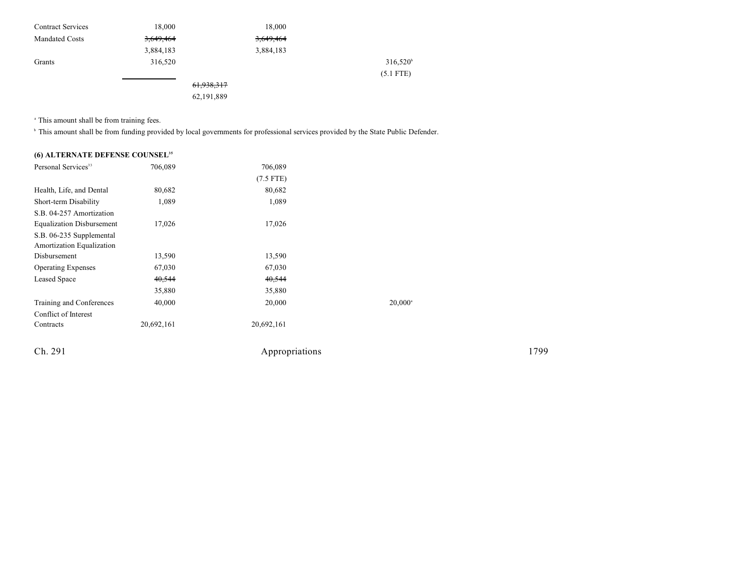| | | | | |
|---|---|---|---|---|
| Contract Services | 18,000 | | 18,000 | |
| Mandated Costs | ~~3,649,464~~ | | ~~3,649,464~~ | |
| | 3,884,183 | | 3,884,183 | |
| Grants | 316,520 | | | 316,520[b] |
| | | | | (5.1 FTE) |
| | | ~~61,938,317~~ | | |
| | | 62,191,889 | | |

[a] This amount shall be from training fees.

[b] This amount shall be from funding provided by local governments for professional services provided by the State Public Defender.

**(6) ALTERNATE DEFENSE COUNSEL[35]**

| | | | |
|---|---|---|---|
| Personal Services[33] | 706,089 | 706,089 | |
| | | (7.5 FTE) | |
| Health, Life, and Dental | 80,682 | 80,682 | |
| Short-term Disability | 1,089 | 1,089 | |
| S.B. 04-257 Amortization Equalization Disbursement | 17,026 | 17,026 | |
| S.B. 06-235 Supplemental Amortization Equalization Disbursement | 13,590 | 13,590 | |
| Operating Expenses | 67,030 | 67,030 | |
| Leased Space | ~~40,544~~ | ~~40,544~~ | |
| | 35,880 | 35,880 | |
| Training and Conferences | 40,000 | 20,000 | 20,000[a] |
| Conflict of Interest Contracts | 20,692,161 | 20,692,161 | |

Ch. 291 Appropriations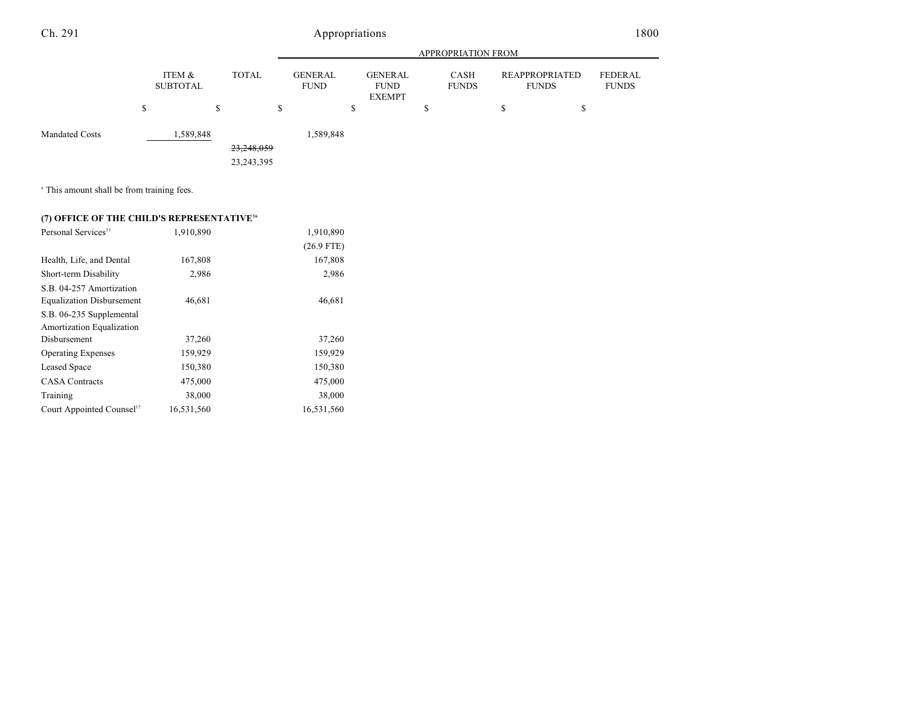| | ITEM & SUBTOTAL | TOTAL | GENERAL FUND | GENERAL FUND EXEMPT | CASH FUNDS | REAPPROPRIATED FUNDS | FEDERAL FUNDS |
|---|---|---|---|---|---|---|---|
| | | | APPROPRIATION FROM | | | | |
| | $ | $ | $ | $ | $ | $ | $ |
| Mandated Costs | 1,589,848 | | 1,589,848 | | | | |
| | | ~~23,248,059~~ | | | | | |
| | | 23,243,395 | | | | | |

[a] This amount shall be from training fees.

**(7) OFFICE OF THE CHILD'S REPRESENTATIVE[36]**

| | ITEM & SUBTOTAL | TOTAL | GENERAL FUND | GENERAL FUND EXEMPT | CASH FUNDS | REAPPROPRIATED FUNDS | FEDERAL FUNDS |
|---|---|---|---|---|---|---|---|
| Personal Services[13] | 1,910,890 | | 1,910,890 | | | | |
| | | | (26.9 FTE) | | | | |
| Health, Life, and Dental | 167,808 | | 167,808 | | | | |
| Short-term Disability | 2,986 | | 2,986 | | | | |
| S.B. 04-257 Amortization Equalization Disbursement | 46,681 | | 46,681 | | | | |
| S.B. 06-235 Supplemental Amortization Equalization Disbursement | 37,260 | | 37,260 | | | | |
| Operating Expenses | 159,929 | | 159,929 | | | | |
| Leased Space | 150,380 | | 150,380 | | | | |
| CASA Contracts | 475,000 | | 475,000 | | | | |
| Training | 38,000 | | 38,000 | | | | |
| Court Appointed Counsel[37] | 16,531,560 | | 16,531,560 | | | | |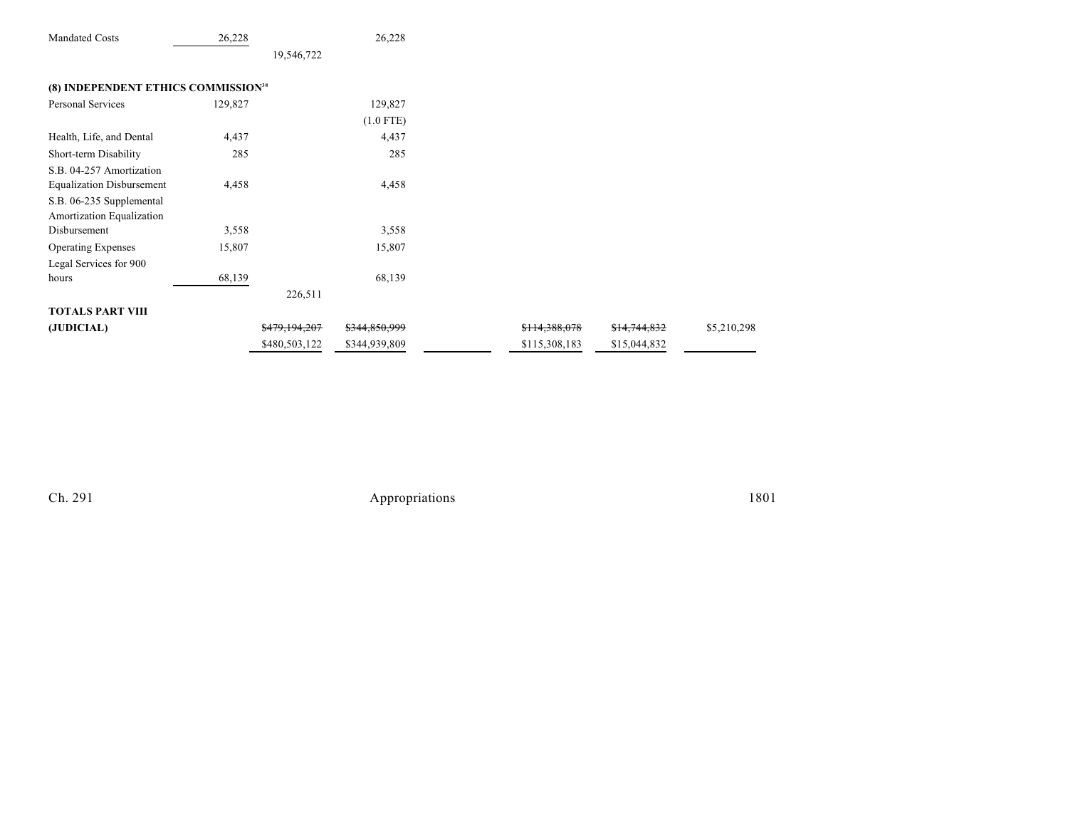| | | | | | | | |
|---|---|---|---|---|---|---|---|
| Mandated Costs | 26,228 | | 26,228 | | | | |
| | | 19,546,722 | | | | | |
| **(8) INDEPENDENT ETHICS COMMISSION**[38] | | | | | | | |
| Personal Services | 129,827 | | 129,827 | | | | |
| | | | (1.0 FTE) | | | | |
| Health, Life, and Dental | 4,437 | | 4,437 | | | | |
| Short-term Disability | 285 | | 285 | | | | |
| S.B. 04-257 Amortization Equalization Disbursement | 4,458 | | 4,458 | | | | |
| S.B. 06-235 Supplemental Amortization Equalization Disbursement | 3,558 | | 3,558 | | | | |
| Operating Expenses | 15,807 | | 15,807 | | | | |
| Legal Services for 900 hours | 68,139 | | 68,139 | | | | |
| | | 226,511 | | | | | |
| **TOTALS PART VIII (JUDICIAL)** | | ~~$479,194,207~~ $480,503,122 | ~~$344,850,999~~ $344,939,809 | | ~~$114,388,078~~ $115,308,183 | ~~$14,744,832~~ $15,044,832 | $5,210,298 |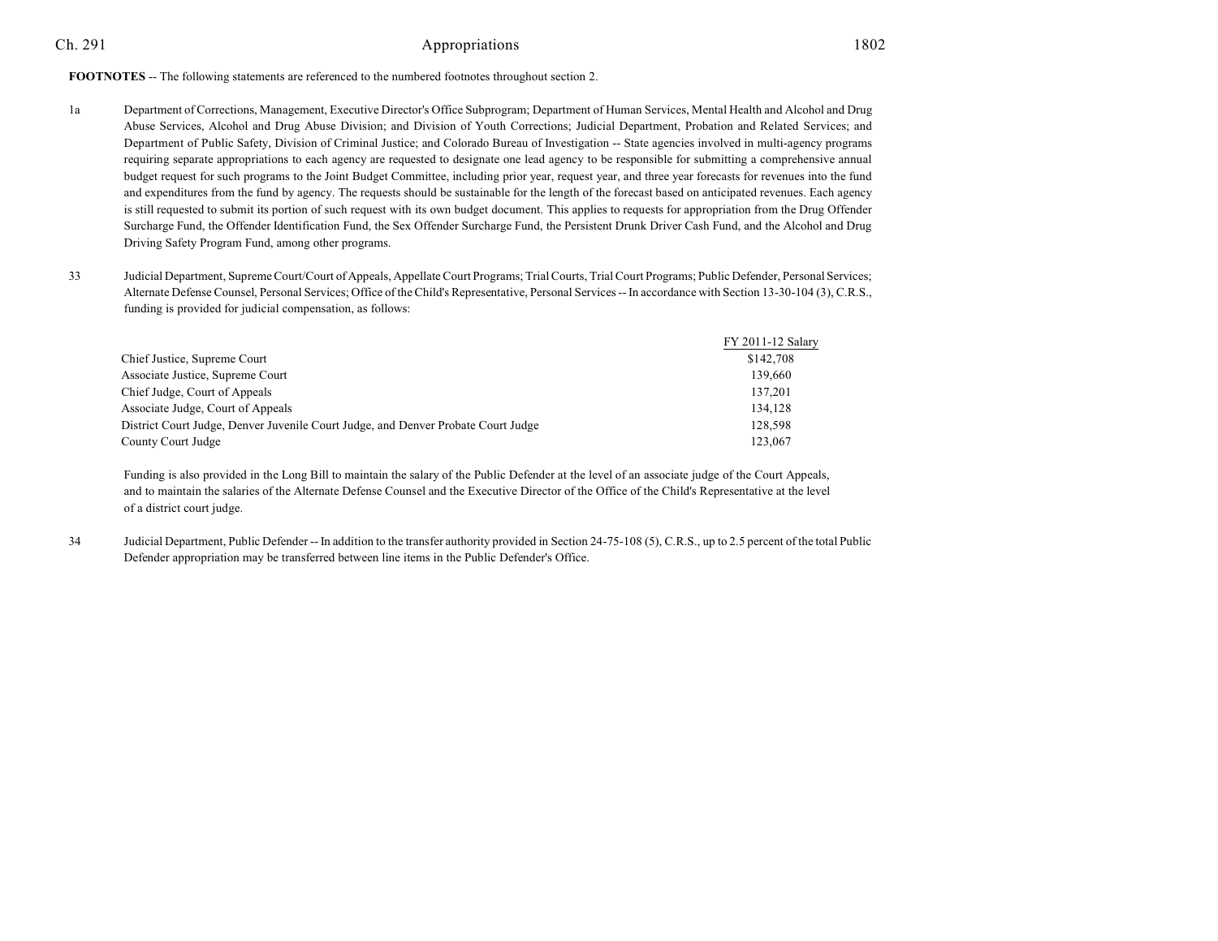**FOOTNOTES** -- The following statements are referenced to the numbered footnotes throughout section 2.

1a Department of Corrections, Management, Executive Director's Office Subprogram; Department of Human Services, Mental Health and Alcohol and Drug Abuse Services, Alcohol and Drug Abuse Division; and Division of Youth Corrections; Judicial Department, Probation and Related Services; and Department of Public Safety, Division of Criminal Justice; and Colorado Bureau of Investigation -- State agencies involved in multi-agency programs requiring separate appropriations to each agency are requested to designate one lead agency to be responsible for submitting a comprehensive annual budget request for such programs to the Joint Budget Committee, including prior year, request year, and three year forecasts for revenues into the fund and expenditures from the fund by agency. The requests should be sustainable for the length of the forecast based on anticipated revenues. Each agency is still requested to submit its portion of such request with its own budget document. This applies to requests for appropriation from the Drug Offender Surcharge Fund, the Offender Identification Fund, the Sex Offender Surcharge Fund, the Persistent Drunk Driver Cash Fund, and the Alcohol and Drug Driving Safety Program Fund, among other programs.

33 Judicial Department, Supreme Court/Court of Appeals, Appellate Court Programs; Trial Courts, Trial Court Programs; Public Defender, Personal Services; Alternate Defense Counsel, Personal Services; Office of the Child's Representative, Personal Services -- In accordance with Section 13-30-104 (3), C.R.S., funding is provided for judicial compensation, as follows:

| | FY 2011-12 Salary |
|---|---|
| Chief Justice, Supreme Court | $142,708 |
| Associate Justice, Supreme Court | 139,660 |
| Chief Judge, Court of Appeals | 137,201 |
| Associate Judge, Court of Appeals | 134,128 |
| District Court Judge, Denver Juvenile Court Judge, and Denver Probate Court Judge | 128,598 |
| County Court Judge | 123,067 |

Funding is also provided in the Long Bill to maintain the salary of the Public Defender at the level of an associate judge of the Court Appeals, and to maintain the salaries of the Alternate Defense Counsel and the Executive Director of the Office of the Child's Representative at the level of a district court judge.

34 Judicial Department, Public Defender -- In addition to the transfer authority provided in Section 24-75-108 (5), C.R.S., up to 2.5 percent of the total Public Defender appropriation may be transferred between line items in the Public Defender's Office.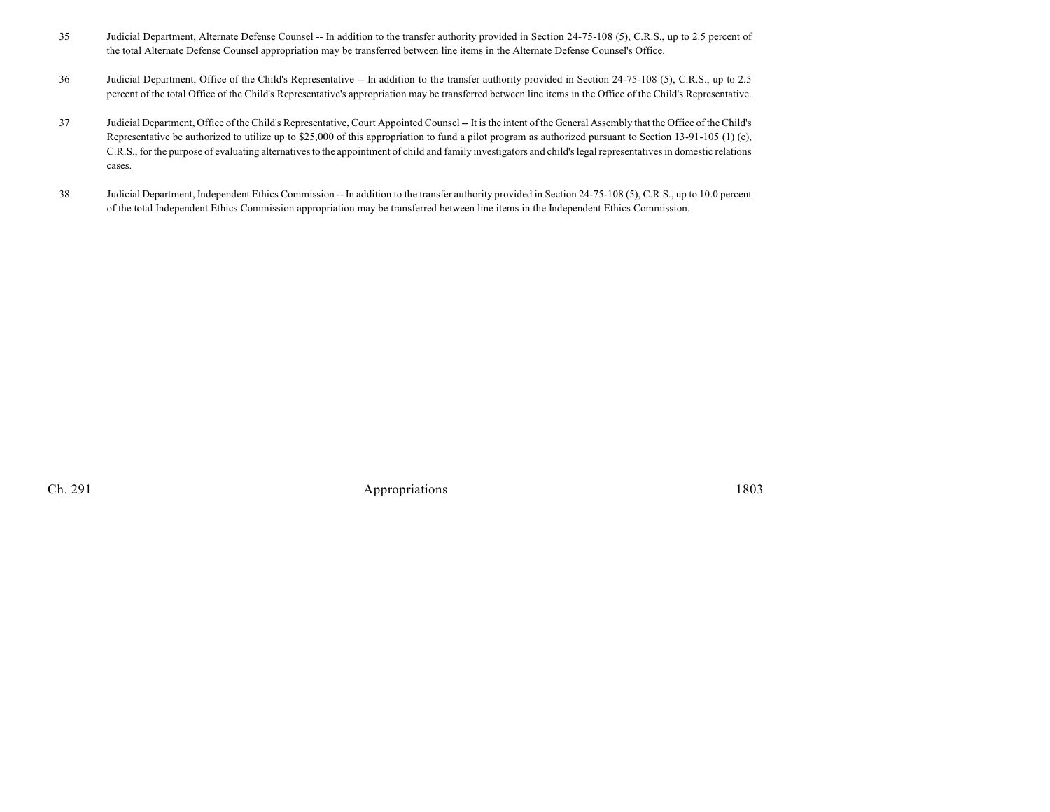35 Judicial Department, Alternate Defense Counsel -- In addition to the transfer authority provided in Section 24-75-108 (5), C.R.S., up to 2.5 percent of the total Alternate Defense Counsel appropriation may be transferred between line items in the Alternate Defense Counsel's Office.

36 Judicial Department, Office of the Child's Representative -- In addition to the transfer authority provided in Section 24-75-108 (5), C.R.S., up to 2.5 percent of the total Office of the Child's Representative's appropriation may be transferred between line items in the Office of the Child's Representative.

37 Judicial Department, Office of the Child's Representative, Court Appointed Counsel -- It is the intent of the General Assembly that the Office of the Child's Representative be authorized to utilize up to $25,000 of this appropriation to fund a pilot program as authorized pursuant to Section 13-91-105 (1) (e), C.R.S., for the purpose of evaluating alternatives to the appointment of child and family investigators and child's legal representatives in domestic relations cases.

<u>38</u> Judicial Department, Independent Ethics Commission -- In addition to the transfer authority provided in Section 24-75-108 (5), C.R.S., up to 10.0 percent of the total Independent Ethics Commission appropriation may be transferred between line items in the Independent Ethics Commission.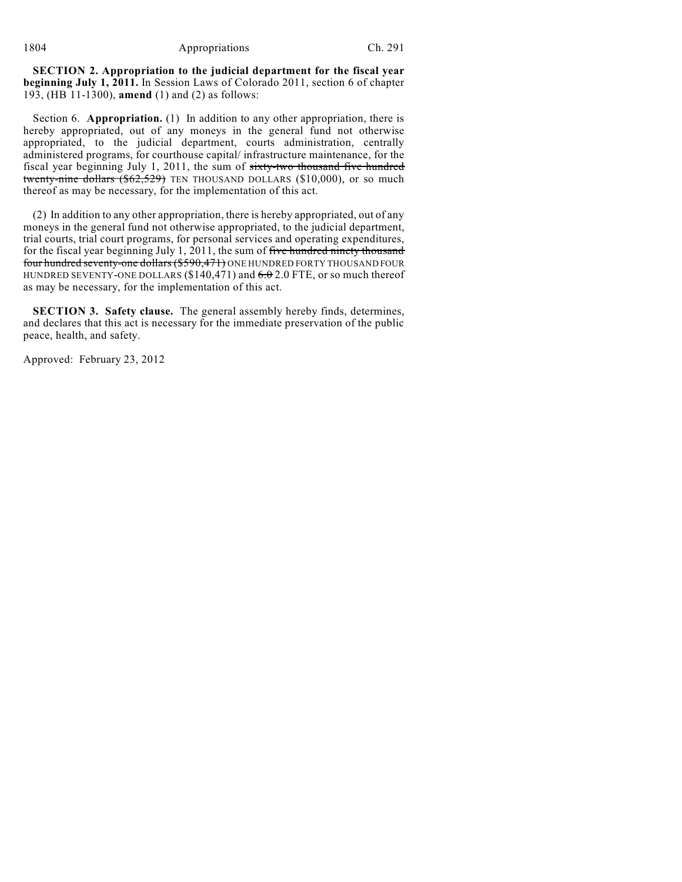**SECTION 2. Appropriation to the judicial department for the fiscal year beginning July 1, 2011.** In Session Laws of Colorado 2011, section 6 of chapter 193, (HB 11-1300), **amend** (1) and (2) as follows:

Section 6. **Appropriation.** (1) In addition to any other appropriation, there is hereby appropriated, out of any moneys in the general fund not otherwise appropriated, to the judicial department, courts administration, centrally administered programs, for courthouse capital/ infrastructure maintenance, for the fiscal year beginning July 1, 2011, the sum of ~~sixty-two thousand five hundred twenty-nine dollars ($62,529)~~ TEN THOUSAND DOLLARS ($10,000), or so much thereof as may be necessary, for the implementation of this act.

(2) In addition to any other appropriation, there is hereby appropriated, out of any moneys in the general fund not otherwise appropriated, to the judicial department, trial courts, trial court programs, for personal services and operating expenditures, for the fiscal year beginning July 1, 2011, the sum of ~~five hundred ninety thousand four hundred seventy-one dollars ($590,471)~~ ONE HUNDRED FORTY THOUSAND FOUR HUNDRED SEVENTY-ONE DOLLARS ($140,471) and ~~6.0~~ 2.0 FTE, or so much thereof as may be necessary, for the implementation of this act.

**SECTION 3. Safety clause.** The general assembly hereby finds, determines, and declares that this act is necessary for the immediate preservation of the public peace, health, and safety.

Approved: February 23, 2012